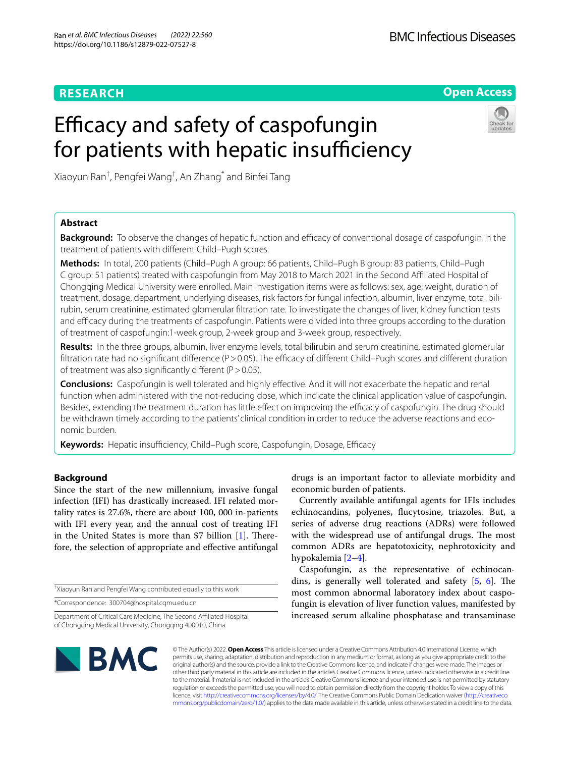RESEARCH

Open Access

# Efficacy and safety of caspofungin for patients with hepatic insufficiency

Xiaoyun Ran[†], Pengfei Wang[†], An Zhang[*] and Binfei Tang

## Abstract

**Background:** To observe the changes of hepatic function and efficacy of conventional dosage of caspofungin in the treatment of patients with different Child–Pugh scores.

**Methods:** In total, 200 patients (Child–Pugh A group: 66 patients, Child–Pugh B group: 83 patients, Child–Pugh C group: 51 patients) treated with caspofungin from May 2018 to March 2021 in the Second Affiliated Hospital of Chongqing Medical University were enrolled. Main investigation items were as follows: sex, age, weight, duration of treatment, dosage, department, underlying diseases, risk factors for fungal infection, albumin, liver enzyme, total bilirubin, serum creatinine, estimated glomerular filtration rate. To investigate the changes of liver, kidney function tests and efficacy during the treatments of caspofungin. Patients were divided into three groups according to the duration of treatment of caspofungin:1-week group, 2-week group and 3-week group, respectively.

**Results:** In the three groups, albumin, liver enzyme levels, total bilirubin and serum creatinine, estimated glomerular filtration rate had no significant difference ($P > 0.05$). The efficacy of different Child–Pugh scores and different duration of treatment was also significantly different ($P > 0.05$).

**Conclusions:** Caspofungin is well tolerated and highly effective. And it will not exacerbate the hepatic and renal function when administered with the not-reducing dose, which indicate the clinical application value of caspofungin. Besides, extending the treatment duration has little effect on improving the efficacy of caspofungin. The drug should be withdrawn timely according to the patients' clinical condition in order to reduce the adverse reactions and economic burden.

**Keywords:** Hepatic insufficiency, Child–Pugh score, Caspofungin, Dosage, Efficacy

## Background

Since the start of the new millennium, invasive fungal infection (IFI) has drastically increased. IFI related mortality rates is 27.6%, there are about 100, 000 in-patients with IFI every year, and the annual cost of treating IFI in the United States is more than $7 billion [1]. Therefore, the selection of appropriate and effective antifungal drugs is an important factor to alleviate morbidity and economic burden of patients.

Currently available antifungal agents for IFIs includes echinocandins, polyenes, flucytosine, triazoles. But, a series of adverse drug reactions (ADRs) were followed with the widespread use of antifungal drugs. The most common ADRs are hepatotoxicity, nephrotoxicity and hypokalemia [2–4].

Caspofungin, as the representative of echinocandins, is generally well tolerated and safety [5, 6]. The most common abnormal laboratory index about caspofungin is elevation of liver function values, manifested by increased serum alkaline phosphatase and transaminase

[†]Xiaoyun Ran and Pengfei Wang contributed equally to this work

*Correspondence: 300704@hospital.cqmu.edu.cn

Department of Critical Care Medicine, The Second Affiliated Hospital of Chongqing Medical University, Chongqing 400010, China

© The Author(s) 2022. **Open Access** This article is licensed under a Creative Commons Attribution 4.0 International License, which permits use, sharing, adaptation, distribution and reproduction in any medium or format, as long as you give appropriate credit to the original author(s) and the source, provide a link to the Creative Commons licence, and indicate if changes were made. The images or other third party material in this article are included in the article's Creative Commons licence, unless indicated otherwise in a credit line to the material. If material is not included in the article's Creative Commons licence and your intended use is not permitted by statutory regulation or exceeds the permitted use, you will need to obtain permission directly from the copyright holder. To view a copy of this licence, visit http://creativecommons.org/licenses/by/4.0/. The Creative Commons Public Domain Dedication waiver (http://creativecommons.org/publicdomain/zero/1.0/) applies to the data made available in this article, unless otherwise stated in a credit line to the data.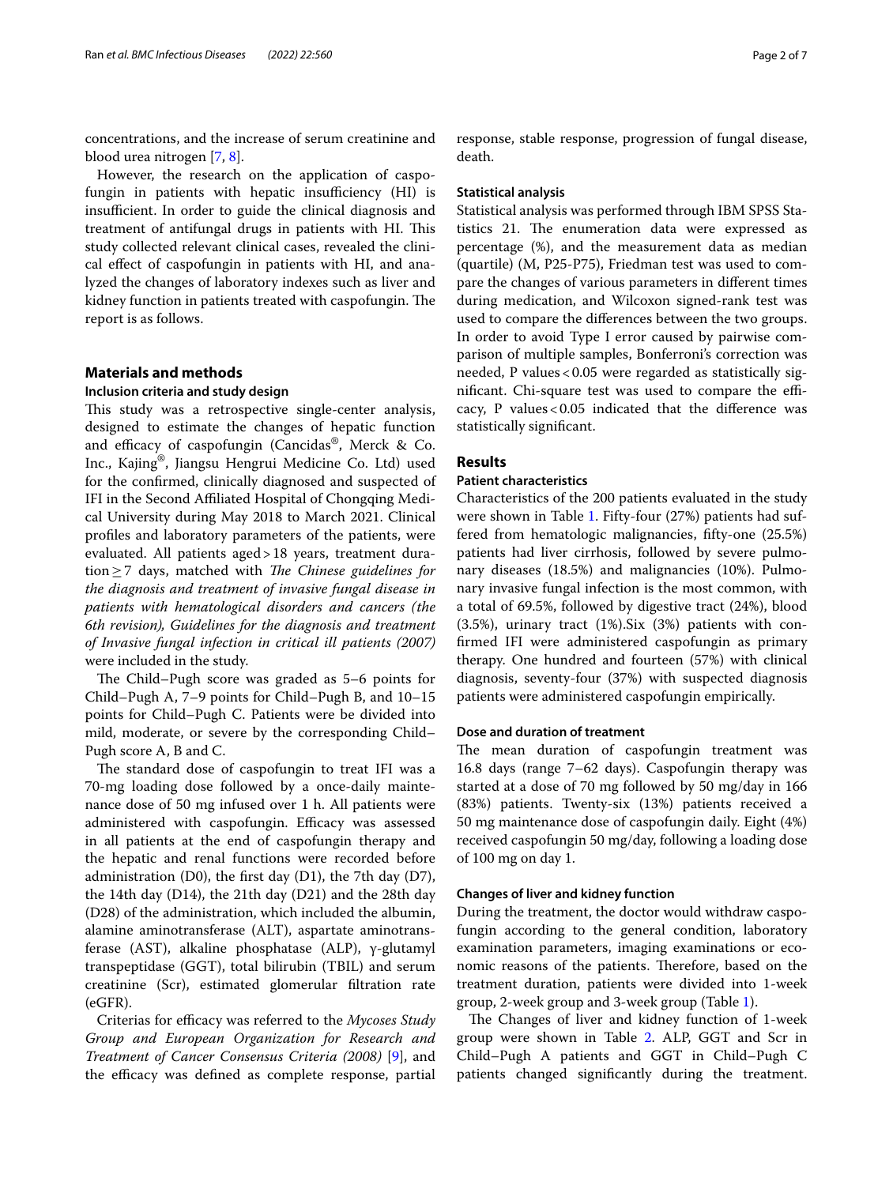concentrations, and the increase of serum creatinine and blood urea nitrogen [7, 8].

However, the research on the application of caspofungin in patients with hepatic insufficiency (HI) is insufficient. In order to guide the clinical diagnosis and treatment of antifungal drugs in patients with HI. This study collected relevant clinical cases, revealed the clinical effect of caspofungin in patients with HI, and analyzed the changes of laboratory indexes such as liver and kidney function in patients treated with caspofungin. The report is as follows.

## Materials and methods

### Inclusion criteria and study design

This study was a retrospective single-center analysis, designed to estimate the changes of hepatic function and efficacy of caspofungin (Cancidas®, Merck & Co. Inc., Kajing®, Jiangsu Hengrui Medicine Co. Ltd) used for the confirmed, clinically diagnosed and suspected of IFI in the Second Affiliated Hospital of Chongqing Medical University during May 2018 to March 2021. Clinical profiles and laboratory parameters of the patients, were evaluated. All patients aged > 18 years, treatment duration ≥ 7 days, matched with *The Chinese guidelines for the diagnosis and treatment of invasive fungal disease in patients with hematological disorders and cancers (the 6th revision), Guidelines for the diagnosis and treatment of Invasive fungal infection in critical ill patients (2007)* were included in the study.

The Child–Pugh score was graded as 5–6 points for Child–Pugh A, 7–9 points for Child–Pugh B, and 10–15 points for Child–Pugh C. Patients were be divided into mild, moderate, or severe by the corresponding Child–Pugh score A, B and C.

The standard dose of caspofungin to treat IFI was a 70-mg loading dose followed by a once-daily maintenance dose of 50 mg infused over 1 h. All patients were administered with caspofungin. Efficacy was assessed in all patients at the end of caspofungin therapy and the hepatic and renal functions were recorded before administration (D0), the first day (D1), the 7th day (D7), the 14th day (D14), the 21th day (D21) and the 28th day (D28) of the administration, which included the albumin, alamine aminotransferase (ALT), aspartate aminotransferase (AST), alkaline phosphatase (ALP), γ-glutamyl transpeptidase (GGT), total bilirubin (TBIL) and serum creatinine (Scr), estimated glomerular filtration rate (eGFR).

Criterias for efficacy was referred to the *Mycoses Study Group and European Organization for Research and Treatment of Cancer Consensus Criteria (2008)* [9], and the efficacy was defined as complete response, partial response, stable response, progression of fungal disease, death.

### Statistical analysis

Statistical analysis was performed through IBM SPSS Statistics 21. The enumeration data were expressed as percentage (%), and the measurement data as median (quartile) (M, P25-P75), Friedman test was used to compare the changes of various parameters in different times during medication, and Wilcoxon signed-rank test was used to compare the differences between the two groups. In order to avoid Type I error caused by pairwise comparison of multiple samples, Bonferroni's correction was needed, P values < 0.05 were regarded as statistically significant. Chi-square test was used to compare the efficacy, P values < 0.05 indicated that the difference was statistically significant.

## Results

### Patient characteristics

Characteristics of the 200 patients evaluated in the study were shown in Table 1. Fifty-four (27%) patients had suffered from hematologic malignancies, fifty-one (25.5%) patients had liver cirrhosis, followed by severe pulmonary diseases (18.5%) and malignancies (10%). Pulmonary invasive fungal infection is the most common, with a total of 69.5%, followed by digestive tract (24%), blood (3.5%), urinary tract (1%).Six (3%) patients with confirmed IFI were administered caspofungin as primary therapy. One hundred and fourteen (57%) with clinical diagnosis, seventy-four (37%) with suspected diagnosis patients were administered caspofungin empirically.

### Dose and duration of treatment

The mean duration of caspofungin treatment was 16.8 days (range 7–62 days). Caspofungin therapy was started at a dose of 70 mg followed by 50 mg/day in 166 (83%) patients. Twenty-six (13%) patients received a 50 mg maintenance dose of caspofungin daily. Eight (4%) received caspofungin 50 mg/day, following a loading dose of 100 mg on day 1.

### Changes of liver and kidney function

During the treatment, the doctor would withdraw caspofungin according to the general condition, laboratory examination parameters, imaging examinations or economic reasons of the patients. Therefore, based on the treatment duration, patients were divided into 1-week group, 2-week group and 3-week group (Table 1).

The Changes of liver and kidney function of 1-week group were shown in Table 2. ALP, GGT and Scr in Child–Pugh A patients and GGT in Child–Pugh C patients changed significantly during the treatment.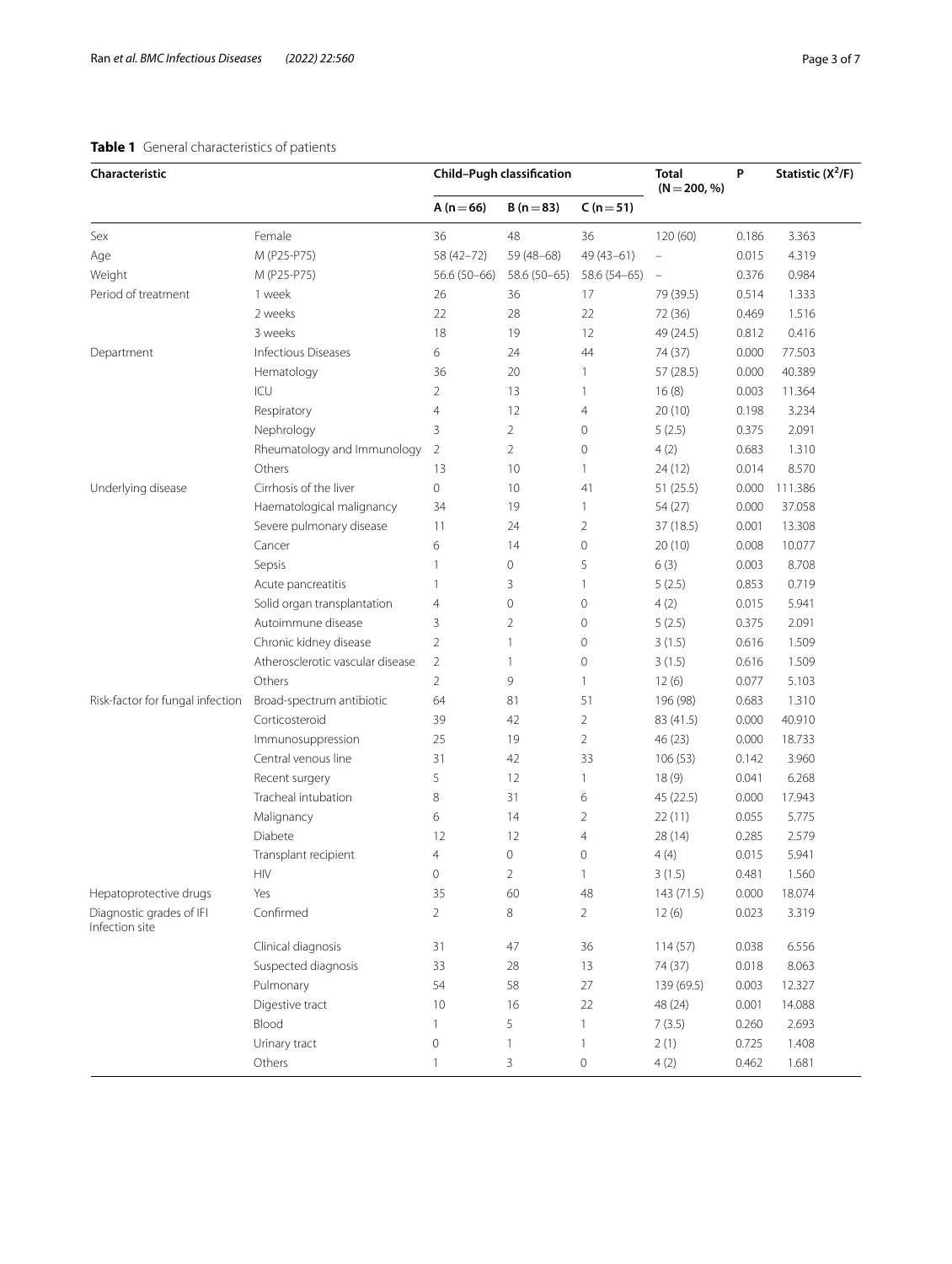**Table 1** General characteristics of patients

| Characteristic | | Child–Pugh classification | | | Total (N = 200, %) | P | Statistic ($X^2$/F) |
|---|---|---|---|---|---|---|---|
| | | A (n = 66) | B (n = 83) | C (n = 51) | | | |
| Sex | Female | 36 | 48 | 36 | 120 (60) | 0.186 | 3.363 |
| Age | M (P25-P75) | 58 (42–72) | 59 (48–68) | 49 (43–61) | – | 0.015 | 4.319 |
| Weight | M (P25-P75) | 56.6 (50–66) | 58.6 (50–65) | 58.6 (54–65) | – | 0.376 | 0.984 |
| Period of treatment | 1 week | 26 | 36 | 17 | 79 (39.5) | 0.514 | 1.333 |
| | 2 weeks | 22 | 28 | 22 | 72 (36) | 0.469 | 1.516 |
| | 3 weeks | 18 | 19 | 12 | 49 (24.5) | 0.812 | 0.416 |
| Department | Infectious Diseases | 6 | 24 | 44 | 74 (37) | 0.000 | 77.503 |
| | Hematology | 36 | 20 | 1 | 57 (28.5) | 0.000 | 40.389 |
| | ICU | 2 | 13 | 1 | 16 (8) | 0.003 | 11.364 |
| | Respiratory | 4 | 12 | 4 | 20 (10) | 0.198 | 3.234 |
| | Nephrology | 3 | 2 | 0 | 5 (2.5) | 0.375 | 2.091 |
| | Rheumatology and Immunology | 2 | 2 | 0 | 4 (2) | 0.683 | 1.310 |
| | Others | 13 | 10 | 1 | 24 (12) | 0.014 | 8.570 |
| Underlying disease | Cirrhosis of the liver | 0 | 10 | 41 | 51 (25.5) | 0.000 | 111.386 |
| | Haematological malignancy | 34 | 19 | 1 | 54 (27) | 0.000 | 37.058 |
| | Severe pulmonary disease | 11 | 24 | 2 | 37 (18.5) | 0.001 | 13.308 |
| | Cancer | 6 | 14 | 0 | 20 (10) | 0.008 | 10.077 |
| | Sepsis | 1 | 0 | 5 | 6 (3) | 0.003 | 8.708 |
| | Acute pancreatitis | 1 | 3 | 1 | 5 (2.5) | 0.853 | 0.719 |
| | Solid organ transplantation | 4 | 0 | 0 | 4 (2) | 0.015 | 5.941 |
| | Autoimmune disease | 3 | 2 | 0 | 5 (2.5) | 0.375 | 2.091 |
| | Chronic kidney disease | 2 | 1 | 0 | 3 (1.5) | 0.616 | 1.509 |
| | Atherosclerotic vascular disease | 2 | 1 | 0 | 3 (1.5) | 0.616 | 1.509 |
| | Others | 2 | 9 | 1 | 12 (6) | 0.077 | 5.103 |
| Risk-factor for fungal infection | Broad-spectrum antibiotic | 64 | 81 | 51 | 196 (98) | 0.683 | 1.310 |
| | Corticosteroid | 39 | 42 | 2 | 83 (41.5) | 0.000 | 40.910 |
| | Immunosuppression | 25 | 19 | 2 | 46 (23) | 0.000 | 18.733 |
| | Central venous line | 31 | 42 | 33 | 106 (53) | 0.142 | 3.960 |
| | Recent surgery | 5 | 12 | 1 | 18 (9) | 0.041 | 6.268 |
| | Tracheal intubation | 8 | 31 | 6 | 45 (22.5) | 0.000 | 17.943 |
| | Malignancy | 6 | 14 | 2 | 22 (11) | 0.055 | 5.775 |
| | Diabete | 12 | 12 | 4 | 28 (14) | 0.285 | 2.579 |
| | Transplant recipient | 4 | 0 | 0 | 4 (4) | 0.015 | 5.941 |
| | HIV | 0 | 2 | 1 | 3 (1.5) | 0.481 | 1.560 |
| Hepatoprotective drugs | Yes | 35 | 60 | 48 | 143 (71.5) | 0.000 | 18.074 |
| Diagnostic grades of IFI | Confirmed | 2 | 8 | 2 | 12 (6) | 0.023 | 3.319 |
| | Clinical diagnosis | 31 | 47 | 36 | 114 (57) | 0.038 | 6.556 |
| | Suspected diagnosis | 33 | 28 | 13 | 74 (37) | 0.018 | 8.063 |
| Infection site | Pulmonary | 54 | 58 | 27 | 139 (69.5) | 0.003 | 12.327 |
| | Digestive tract | 10 | 16 | 22 | 48 (24) | 0.001 | 14.088 |
| | Blood | 1 | 5 | 1 | 7 (3.5) | 0.260 | 2.693 |
| | Urinary tract | 0 | 1 | 1 | 2 (1) | 0.725 | 1.408 |
| | Others | 1 | 3 | 0 | 4 (2) | 0.462 | 1.681 |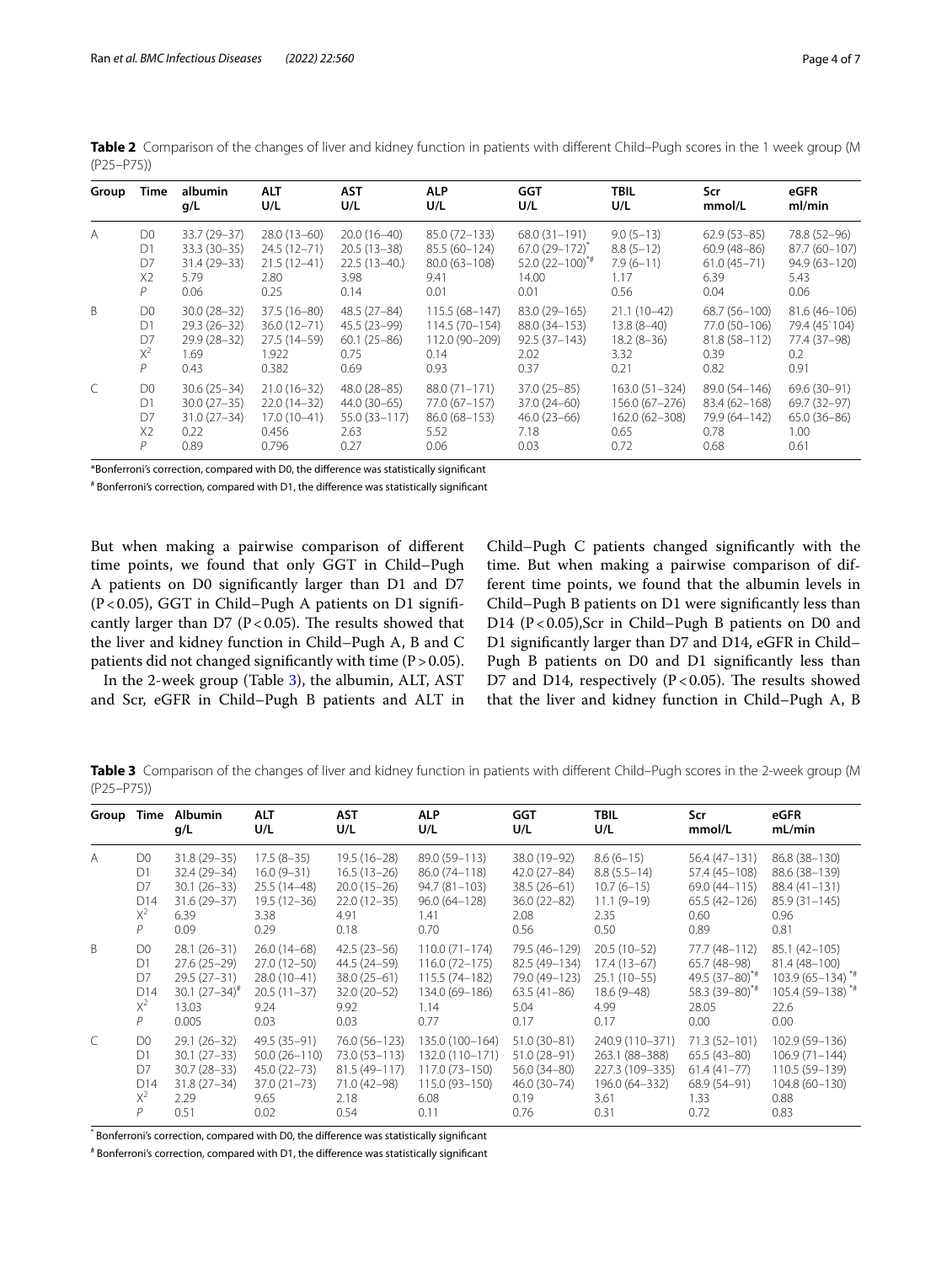**Table 2** Comparison of the changes of liver and kidney function in patients with different Child–Pugh scores in the 1 week group (M (P25–P75))

| Group | Time | albumin g/L | ALT U/L | AST U/L | ALP U/L | GGT U/L | TBIL U/L | Scr mmol/L | eGFR ml/min |
|---|---|---|---|---|---|---|---|---|---|
| A | D0 | 33.7 (29–37) | 28.0 (13–60) | 20.0 (16–40) | 85.0 (72–133) | 68.0 (31–191) | 9.0 (5–13) | 62.9 (53–85) | 78.8 (52–96) |
| | D1 | 33.3 (30–35) | 24.5 (12–71) | 20.5 (13–38) | 85.5 (60–124) | 67.0 (29–172)* | 8.8 (5–12) | 60.9 (48–86) | 87.7 (60–107) |
| | D7 | 31.4 (29–33) | 21.5 (12–41) | 22.5 (13–40.) | 80.0 (63–108) | 52.0 (22–100)*# | 7.9 (6–11) | 61.0 (45–71) | 94.9 (63–120) |
| | X2 | 5.79 | 2.80 | 3.98 | 9.41 | 14.00 | 1.17 | 6.39 | 5.43 |
| | $P$ | 0.06 | 0.25 | 0.14 | 0.01 | 0.01 | 0.56 | 0.04 | 0.06 |
| B | D0 | 30.0 (28–32) | 37.5 (16–80) | 48.5 (27–84) | 115.5 (68–147) | 83.0 (29–165) | 21.1 (10–42) | 68.7 (56–100) | 81.6 (46–106) |
| | D1 | 29.3 (26–32) | 36.0 (12–71) | 45.5 (23–99) | 114.5 (70–154) | 88.0 (34–153) | 13.8 (8–40) | 77.0 (50–106) | 79.4 (45`104) |
| | D7 | 29.9 (28–32) | 27.5 (14–59) | 60.1 (25–86) | 112.0 (90–209) | 92.5 (37–143) | 18.2 (8–36) | 81.8 (58–112) | 77.4 (37–98) |
| | $X^2$ | 1.69 | 1.922 | 0.75 | 0.14 | 2.02 | 3.32 | 0.39 | 0.2 |
| | $P$ | 0.43 | 0.382 | 0.69 | 0.93 | 0.37 | 0.21 | 0.82 | 0.91 |
| C | D0 | 30.6 (25–34) | 21.0 (16–32) | 48.0 (28–85) | 88.0 (71–171) | 37.0 (25–85) | 163.0 (51–324) | 89.0 (54–146) | 69.6 (30–91) |
| | D1 | 30.0 (27–35) | 22.0 (14–32) | 44.0 (30–65) | 77.0 (67–157) | 37.0 (24–60) | 156.0 (67–276) | 83.4 (62–168) | 69.7 (32–97) |
| | D7 | 31.0 (27–34) | 17.0 (10–41) | 55.0 (33–117) | 86.0 (68–153) | 46.0 (23–66) | 162.0 (62–308) | 79.9 (64–142) | 65.0 (36–86) |
| | X2 | 0.22 | 0.456 | 2.63 | 5.52 | 7.18 | 0.65 | 0.78 | 1.00 |
| | $P$ | 0.89 | 0.796 | 0.27 | 0.06 | 0.03 | 0.72 | 0.68 | 0.61 |

*Bonferroni's correction, compared with D0, the difference was statistically significant

# Bonferroni's correction, compared with D1, the difference was statistically significant

But when making a pairwise comparison of different time points, we found that only GGT in Child–Pugh A patients on D0 significantly larger than D1 and D7 ($P < 0.05$), GGT in Child–Pugh A patients on D1 significantly larger than D7 ($P < 0.05$). The results showed that the liver and kidney function in Child–Pugh A, B and C patients did not changed significantly with time ($P > 0.05$).

In the 2-week group (Table 3), the albumin, ALT, AST and Scr, eGFR in Child–Pugh B patients and ALT in Child–Pugh C patients changed significantly with the time. But when making a pairwise comparison of different time points, we found that the albumin levels in Child–Pugh B patients on D1 were significantly less than D14 ($P < 0.05$),Scr in Child–Pugh B patients on D0 and D1 significantly larger than D7 and D14, eGFR in Child–Pugh B patients on D0 and D1 significantly less than D7 and D14, respectively ($P < 0.05$). The results showed that the liver and kidney function in Child–Pugh A, B

**Table 3** Comparison of the changes of liver and kidney function in patients with different Child–Pugh scores in the 2-week group (M (P25–P75))

| Group | Time | Albumin g/L | ALT U/L | AST U/L | ALP U/L | GGT U/L | TBIL U/L | Scr mmol/L | eGFR mL/min |
|---|---|---|---|---|---|---|---|---|---|
| A | D0 | 31.8 (29–35) | 17.5 (8–35) | 19.5 (16–28) | 89.0 (59–113) | 38.0 (19–92) | 8.6 (6–15) | 56.4 (47–131) | 86.8 (38–130) |
| | D1 | 32.4 (29–34) | 16.0 (9–31) | 16.5 (13–26) | 86.0 (74–118) | 42.0 (27–84) | 8.8 (5.5–14) | 57.4 (45–108) | 88.6 (38–139) |
| | D7 | 30.1 (26–33) | 25.5 (14–48) | 20.0 (15–26) | 94.7 (81–103) | 38.5 (26–61) | 10.7 (6–15) | 69.0 (44–115) | 88.4 (41–131) |
| | D14 | 31.6 (29–37) | 19.5 (12–36) | 22.0 (12–35) | 96.0 (64–128) | 36.0 (22–82) | 11.1 (9–19) | 65.5 (42–126) | 85.9 (31–145) |
| | $X^2$ | 6.39 | 3.38 | 4.91 | 1.41 | 2.08 | 2.35 | 0.60 | 0.96 |
| | $P$ | 0.09 | 0.29 | 0.18 | 0.70 | 0.56 | 0.50 | 0.89 | 0.81 |
| B | D0 | 28.1 (26–31) | 26.0 (14–68) | 42.5 (23–56) | 110.0 (71–174) | 79.5 (46–129) | 20.5 (10–52) | 77.7 (48–112) | 85.1 (42–105) |
| | D1 | 27.6 (25–29) | 27.0 (12–50) | 44.5 (24–59) | 116.0 (72–175) | 82.5 (49–134) | 17.4 (13–67) | 65.7 (48–98) | 81.4 (48–100) |
| | D7 | 29.5 (27–31) | 28.0 (10–41) | 38.0 (25–61) | 115.5 (74–182) | 79.0 (49–123) | 25.1 (10–55) | 49.5 (37–80)*# | 103.9 (65–134) *# |
| | D14 | 30.1 (27–34)# | 20.5 (11–37) | 32.0 (20–52) | 134.0 (69–186) | 63.5 (41–86) | 18.6 (9–48) | 58.3 (39–80)*# | 105.4 (59–138) *# |
| | $X^2$ | 13.03 | 9.24 | 9.92 | 1.14 | 5.04 | 4.99 | 28.05 | 22.6 |
| | $P$ | 0.005 | 0.03 | 0.03 | 0.77 | 0.17 | 0.17 | 0.00 | 0.00 |
| C | D0 | 29.1 (26–32) | 49.5 (35–91) | 76.0 (56–123) | 135.0 (100–164) | 51.0 (30–81) | 240.9 (110–371) | 71.3 (52–101) | 102.9 (59–136) |
| | D1 | 30.1 (27–33) | 50.0 (26–110) | 73.0 (53–113) | 132.0 (110–171) | 51.0 (28–91) | 263.1 (88–388) | 65.5 (43–80) | 106.9 (71–144) |
| | D7 | 30.7 (28–33) | 45.0 (22–73) | 81.5 (49–117) | 117.0 (73–150) | 56.0 (34–80) | 227.3 (109–335) | 61.4 (41–77) | 110.5 (59–139) |
| | D14 | 31.8 (27–34) | 37.0 (21–73) | 71.0 (42–98) | 115.0 (93–150) | 46.0 (30–74) | 196.0 (64–332) | 68.9 (54–91) | 104.8 (60–130) |
| | $X^2$ | 2.29 | 9.65 | 2.18 | 6.08 | 0.19 | 3.61 | 1.33 | 0.88 |
| | $P$ | 0.51 | 0.02 | 0.54 | 0.11 | 0.76 | 0.31 | 0.72 | 0.83 |

* Bonferroni's correction, compared with D0, the difference was statistically significant

# Bonferroni's correction, compared with D1, the difference was statistically significant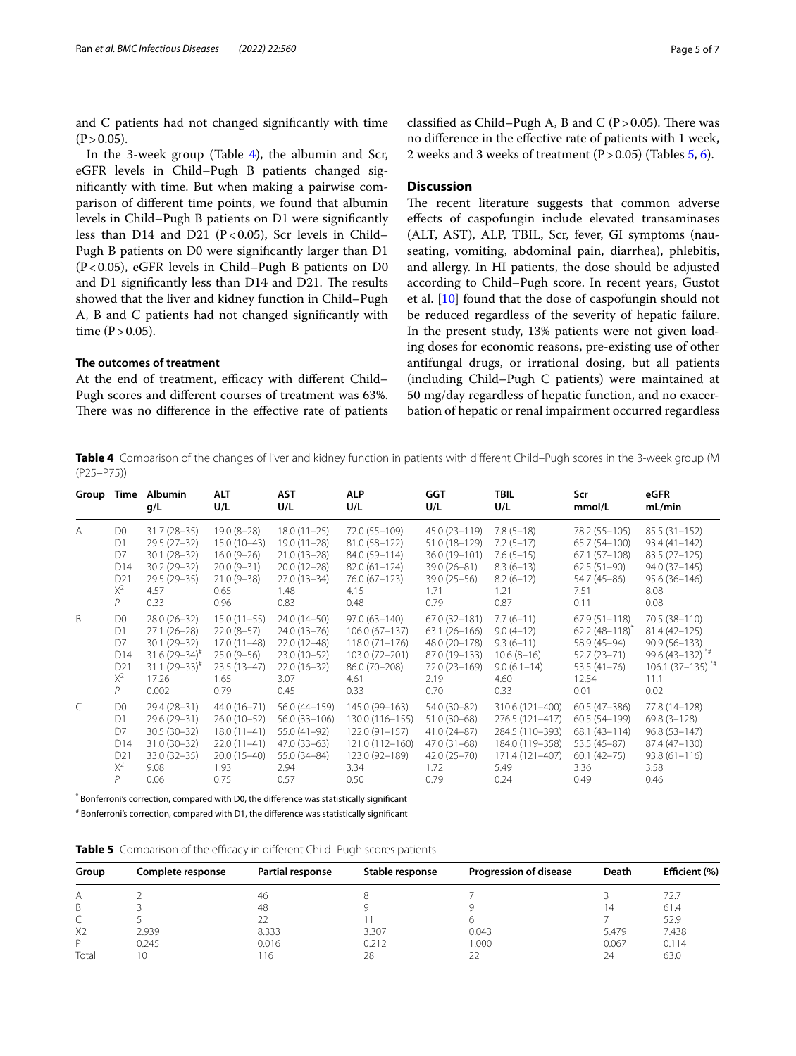and C patients had not changed significantly with time (P > 0.05).

In the 3-week group (Table 4), the albumin and Scr, eGFR levels in Child–Pugh B patients changed significantly with time. But when making a pairwise comparison of different time points, we found that albumin levels in Child–Pugh B patients on D1 were significantly less than D14 and D21 (P < 0.05), Scr levels in Child–Pugh B patients on D0 were significantly larger than D1 (P < 0.05), eGFR levels in Child–Pugh B patients on D0 and D1 significantly less than D14 and D21. The results showed that the liver and kidney function in Child–Pugh A, B and C patients had not changed significantly with time (P > 0.05).

### The outcomes of treatment

At the end of treatment, efficacy with different Child–Pugh scores and different courses of treatment was 63%. There was no difference in the effective rate of patients classified as Child–Pugh A, B and C (P > 0.05). There was no difference in the effective rate of patients with 1 week, 2 weeks and 3 weeks of treatment (P > 0.05) (Tables 5, 6).

## Discussion

The recent literature suggests that common adverse effects of caspofungin include elevated transaminases (ALT, AST), ALP, TBIL, Scr, fever, GI symptoms (nauseating, vomiting, abdominal pain, diarrhea), phlebitis, and allergy. In HI patients, the dose should be adjusted according to Child–Pugh score. In recent years, Gustot et al. [10] found that the dose of caspofungin should not be reduced regardless of the severity of hepatic failure. In the present study, 13% patients were not given loading doses for economic reasons, pre-existing use of other antifungal drugs, or irrational dosing, but all patients (including Child–Pugh C patients) were maintained at 50 mg/day regardless of hepatic function, and no exacerbation of hepatic or renal impairment occurred regardless

**Table 4** Comparison of the changes of liver and kidney function in patients with different Child–Pugh scores in the 3-week group (M (P25–P75))

| Group | Time | Albumin g/L | ALT U/L | AST U/L | ALP U/L | GGT U/L | TBIL U/L | Scr mmol/L | eGFR mL/min |
|---|---|---|---|---|---|---|---|---|---|
| A | D0 | 31.7 (28–35) | 19.0 (8–28) | 18.0 (11–25) | 72.0 (55–109) | 45.0 (23–119) | 7.8 (5–18) | 78.2 (55–105) | 85.5 (31–152) |
| | D1 | 29.5 (27–32) | 15.0 (10–43) | 19.0 (11–28) | 81.0 (58–122) | 51.0 (18–129) | 7.2 (5–17) | 65.7 (54–100) | 93.4 (41–142) |
| | D7 | 30.1 (28–32) | 16.0 (9–26) | 21.0 (13–28) | 84.0 (59–114) | 36.0 (19–101) | 7.6 (5–15) | 67.1 (57–108) | 83.5 (27–125) |
| | D14 | 30.2 (29–32) | 20.0 (9–31) | 20.0 (12–28) | 82.0 (61–124) | 39.0 (26–81) | 8.3 (6–13) | 62.5 (51–90) | 94.0 (37–145) |
| | D21 | 29.5 (29–35) | 21.0 (9–38) | 27.0 (13–34) | 76.0 (67–123) | 39.0 (25–56) | 8.2 (6–12) | 54.7 (45–86) | 95.6 (36–146) |
| | $X^2$ | 4.57 | 0.65 | 1.48 | 4.15 | 1.71 | 1.21 | 7.51 | 8.08 |
| | $P$ | 0.33 | 0.96 | 0.83 | 0.48 | 0.79 | 0.87 | 0.11 | 0.08 |
| B | D0 | 28.0 (26–32) | 15.0 (11–55) | 24.0 (14–50) | 97.0 (63–140) | 67.0 (32–181) | 7.7 (6–11) | 67.9 (51–118) | 70.5 (38–110) |
| | D1 | 27.1 (26–28) | 22.0 (8–57) | 24.0 (13–76) | 106.0 (67–137) | 63.1 (26–166) | 9.0 (4–12) | 62.2 (48–118)* | 81.4 (42–125) |
| | D7 | 30.1 (29–32) | 17.0 (11–48) | 22.0 (12–48) | 118.0 (71–176) | 48.0 (20–178) | 9.3 (6–11) | 58.9 (45–94) | 90.9 (56–133) |
| | D14 | 31.6 (29–34)# | 25.0 (9–56) | 23.0 (10–52) | 103.0 (72–201) | 87.0 (19–133) | 10.6 (8–16) | 52.7 (23–71) | 99.6 (43–132) *# |
| | D21 | 31.1 (29–33)# | 23.5 (13–47) | 22.0 (16–32) | 86.0 (70–208) | 72.0 (23–169) | 9.0 (6.1–14) | 53.5 (41–76) | 106.1 (37–135) *# |
| | $X^2$ | 17.26 | 1.65 | 3.07 | 4.61 | 2.19 | 4.60 | 12.54 | 11.1 |
| | $P$ | 0.002 | 0.79 | 0.45 | 0.33 | 0.70 | 0.33 | 0.01 | 0.02 |
| C | D0 | 29.4 (28–31) | 44.0 (16–71) | 56.0 (44–159) | 145.0 (99–163) | 54.0 (30–82) | 310.6 (121–400) | 60.5 (47–386) | 77.8 (14–128) |
| | D1 | 29.6 (29–31) | 26.0 (10–52) | 56.0 (33–106) | 130.0 (116–155) | 51.0 (30–68) | 276.5 (121–417) | 60.5 (54–199) | 69.8 (3–128) |
| | D7 | 30.5 (30–32) | 18.0 (11–41) | 55.0 (41–92) | 122.0 (91–157) | 41.0 (24–87) | 284.5 (110–393) | 68.1 (43–114) | 96.8 (53–147) |
| | D14 | 31.0 (30–32) | 22.0 (11–41) | 47.0 (33–63) | 121.0 (112–160) | 47.0 (31–68) | 184.0 (119–358) | 53.5 (45–87) | 87.4 (47–130) |
| | D21 | 33.0 (32–35) | 20.0 (15–40) | 55.0 (34–84) | 123.0 (92–189) | 42.0 (25–70) | 171.4 (121–407) | 60.1 (42–75) | 93.8 (61–116) |
| | $X^2$ | 9.08 | 1.93 | 2.94 | 3.34 | 1.72 | 5.49 | 3.36 | 3.58 |
| | $P$ | 0.06 | 0.75 | 0.57 | 0.50 | 0.79 | 0.24 | 0.49 | 0.46 |

\* Bonferroni's correction, compared with D0, the difference was statistically significant

\# Bonferroni's correction, compared with D1, the difference was statistically significant

**Table 5** Comparison of the efficacy in different Child–Pugh scores patients

| Group | Complete response | Partial response | Stable response | Progression of disease | Death | Efficient (%) |
|---|---|---|---|---|---|---|
| A | 2 | 46 | 8 | 7 | 3 | 72.7 |
| B | 3 | 48 | 9 | 9 | 14 | 61.4 |
| C | 5 | 22 | 11 | 6 | 7 | 52.9 |
| X2 | 2.939 | 8.333 | 3.307 | 0.043 | 5.479 | 7.438 |
| P | 0.245 | 0.016 | 0.212 | 1.000 | 0.067 | 0.114 |
| Total | 10 | 116 | 28 | 22 | 24 | 63.0 |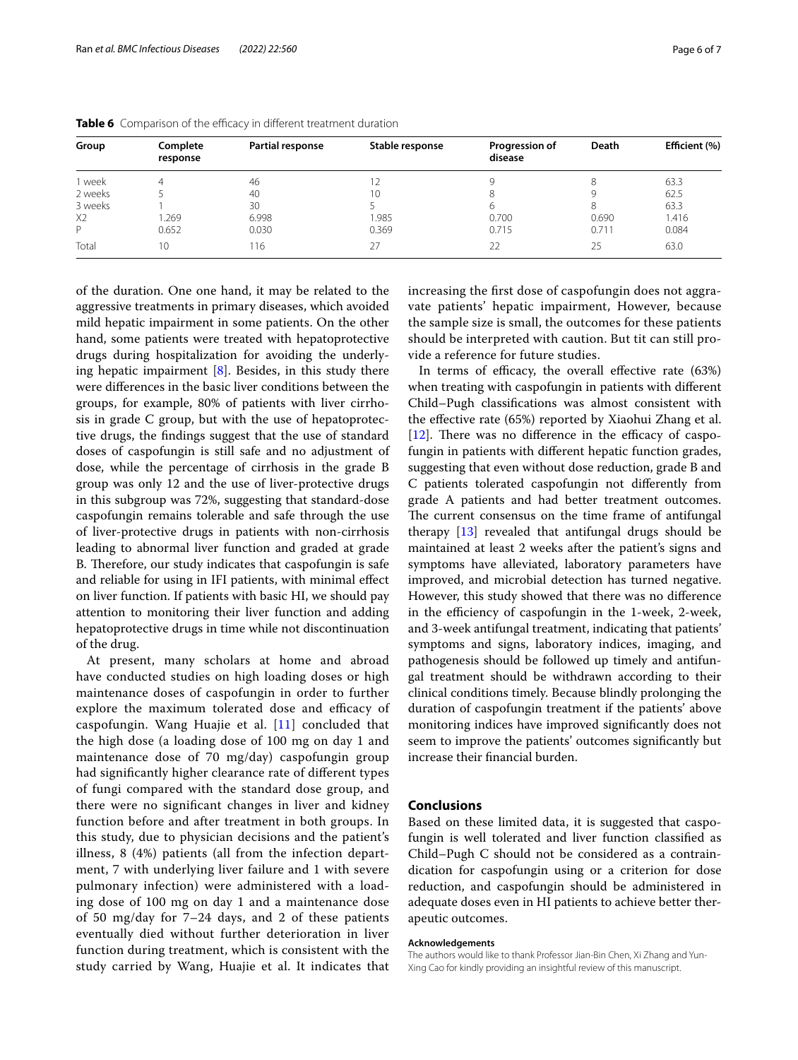**Table 6** Comparison of the efficacy in different treatment duration

| Group | Complete response | Partial response | Stable response | Progression of disease | Death | Efficient (%) |
|---|---|---|---|---|---|---|
| 1 week | 4 | 46 | 12 | 9 | 8 | 63.3 |
| 2 weeks | 5 | 40 | 10 | 8 | 9 | 62.5 |
| 3 weeks | 1 | 30 | 5 | 6 | 8 | 63.3 |
| X2 | 1.269 | 6.998 | 1.985 | 0.700 | 0.690 | 1.416 |
| P | 0.652 | 0.030 | 0.369 | 0.715 | 0.711 | 0.084 |
| Total | 10 | 116 | 27 | 22 | 25 | 63.0 |

of the duration. One one hand, it may be related to the aggressive treatments in primary diseases, which avoided mild hepatic impairment in some patients. On the other hand, some patients were treated with hepatoprotective drugs during hospitalization for avoiding the underlying hepatic impairment [8]. Besides, in this study there were differences in the basic liver conditions between the groups, for example, 80% of patients with liver cirrhosis in grade C group, but with the use of hepatoprotective drugs, the findings suggest that the use of standard doses of caspofungin is still safe and no adjustment of dose, while the percentage of cirrhosis in the grade B group was only 12 and the use of liver-protective drugs in this subgroup was 72%, suggesting that standard-dose caspofungin remains tolerable and safe through the use of liver-protective drugs in patients with non-cirrhosis leading to abnormal liver function and graded at grade B. Therefore, our study indicates that caspofungin is safe and reliable for using in IFI patients, with minimal effect on liver function. If patients with basic HI, we should pay attention to monitoring their liver function and adding hepatoprotective drugs in time while not discontinuation of the drug.

At present, many scholars at home and abroad have conducted studies on high loading doses or high maintenance doses of caspofungin in order to further explore the maximum tolerated dose and efficacy of caspofungin. Wang Huajie et al. [11] concluded that the high dose (a loading dose of 100 mg on day 1 and maintenance dose of 70 mg/day) caspofungin group had significantly higher clearance rate of different types of fungi compared with the standard dose group, and there were no significant changes in liver and kidney function before and after treatment in both groups. In this study, due to physician decisions and the patient's illness, 8 (4%) patients (all from the infection department, 7 with underlying liver failure and 1 with severe pulmonary infection) were administered with a loading dose of 100 mg on day 1 and a maintenance dose of 50 mg/day for 7–24 days, and 2 of these patients eventually died without further deterioration in liver function during treatment, which is consistent with the study carried by Wang, Huajie et al. It indicates that increasing the first dose of caspofungin does not aggravate patients' hepatic impairment, However, because the sample size is small, the outcomes for these patients should be interpreted with caution. But tit can still provide a reference for future studies.

In terms of efficacy, the overall effective rate (63%) when treating with caspofungin in patients with different Child–Pugh classifications was almost consistent with the effective rate (65%) reported by Xiaohui Zhang et al. [12]. There was no difference in the efficacy of caspofungin in patients with different hepatic function grades, suggesting that even without dose reduction, grade B and C patients tolerated caspofungin not differently from grade A patients and had better treatment outcomes. The current consensus on the time frame of antifungal therapy [13] revealed that antifungal drugs should be maintained at least 2 weeks after the patient's signs and symptoms have alleviated, laboratory parameters have improved, and microbial detection has turned negative. However, this study showed that there was no difference in the efficiency of caspofungin in the 1-week, 2-week, and 3-week antifungal treatment, indicating that patients' symptoms and signs, laboratory indices, imaging, and pathogenesis should be followed up timely and antifungal treatment should be withdrawn according to their clinical conditions timely. Because blindly prolonging the duration of caspofungin treatment if the patients' above monitoring indices have improved significantly does not seem to improve the patients' outcomes significantly but increase their financial burden.

## Conclusions

Based on these limited data, it is suggested that caspofungin is well tolerated and liver function classified as Child–Pugh C should not be considered as a contraindication for caspofungin using or a criterion for dose reduction, and caspofungin should be administered in adequate doses even in HI patients to achieve better therapeutic outcomes.

#### Acknowledgements

The authors would like to thank Professor Jian-Bin Chen, Xi Zhang and Yun-Xing Cao for kindly providing an insightful review of this manuscript.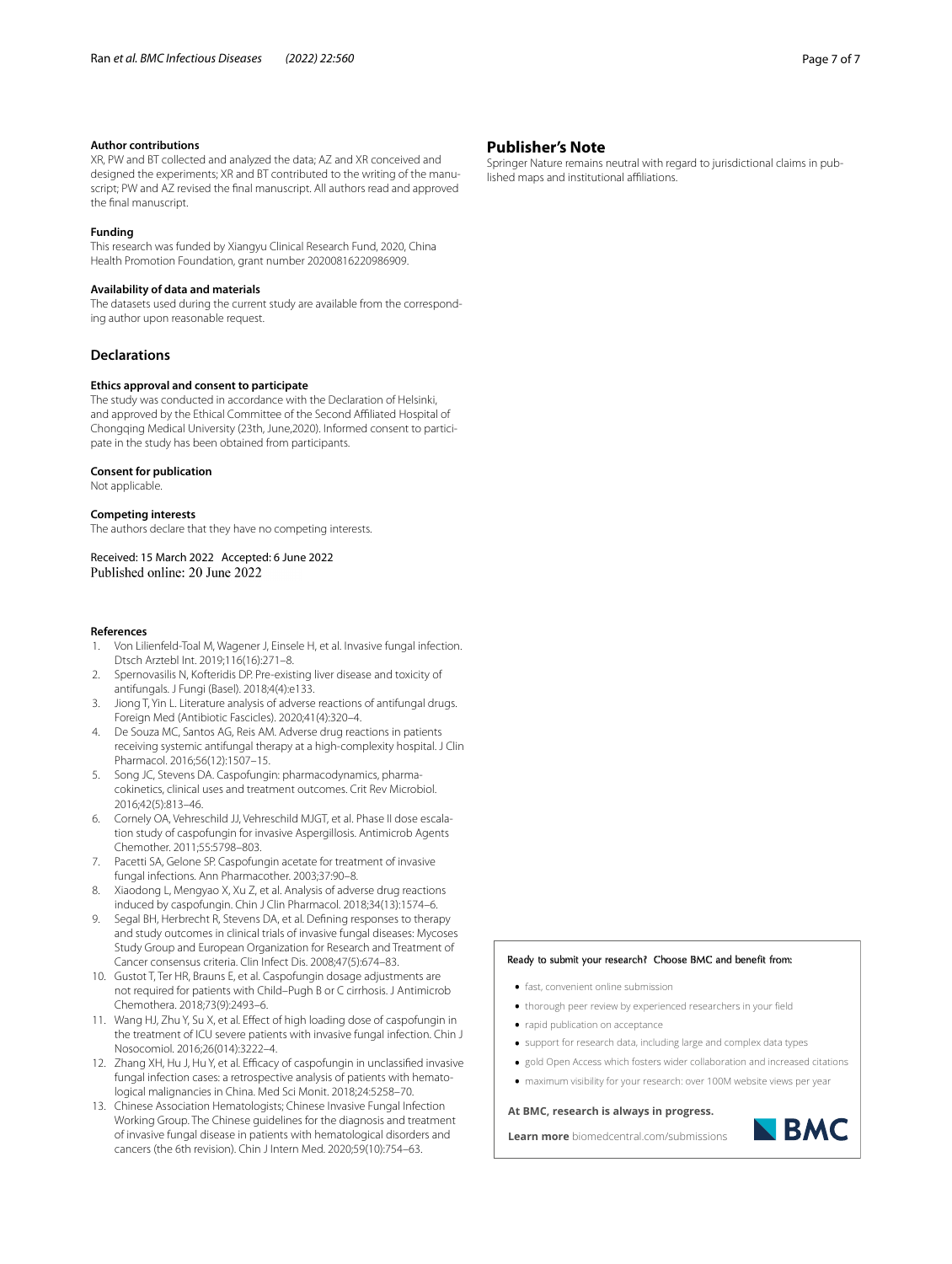#### Author contributions

XR, PW and BT collected and analyzed the data; AZ and XR conceived and designed the experiments; XR and BT contributed to the writing of the manuscript; PW and AZ revised the final manuscript. All authors read and approved the final manuscript.

#### Funding

This research was funded by Xiangyu Clinical Research Fund, 2020, China Health Promotion Foundation, grant number 20200816220986909.

#### Availability of data and materials

The datasets used during the current study are available from the corresponding author upon reasonable request.

## Declarations

#### Ethics approval and consent to participate

The study was conducted in accordance with the Declaration of Helsinki, and approved by the Ethical Committee of the Second Affiliated Hospital of Chongqing Medical University (23th, June,2020). Informed consent to participate in the study has been obtained from participants.

#### Consent for publication

Not applicable.

#### Competing interests

The authors declare that they have no competing interests.

Received: 15 March 2022 Accepted: 6 June 2022
Published online: 20 June 2022

#### References

1. Von Lilienfeld-Toal M, Wagener J, Einsele H, et al. Invasive fungal infection. Dtsch Arztebl Int. 2019;116(16):271–8.
2. Spernovasilis N, Kofteridis DP. Pre-existing liver disease and toxicity of antifungals. J Fungi (Basel). 2018;4(4):e133.
3. Jiong T, Yin L. Literature analysis of adverse reactions of antifungal drugs. Foreign Med (Antibiotic Fascicles). 2020;41(4):320–4.
4. De Souza MC, Santos AG, Reis AM. Adverse drug reactions in patients receiving systemic antifungal therapy at a high-complexity hospital. J Clin Pharmacol. 2016;56(12):1507–15.
5. Song JC, Stevens DA. Caspofungin: pharmacodynamics, pharmacokinetics, clinical uses and treatment outcomes. Crit Rev Microbiol. 2016;42(5):813–46.
6. Cornely OA, Vehreschild JJ, Vehreschild MJGT, et al. Phase II dose escalation study of caspofungin for invasive Aspergillosis. Antimicrob Agents Chemother. 2011;55:5798–803.
7. Pacetti SA, Gelone SP. Caspofungin acetate for treatment of invasive fungal infections. Ann Pharmacother. 2003;37:90–8.
8. Xiaodong L, Mengyao X, Xu Z, et al. Analysis of adverse drug reactions induced by caspofungin. Chin J Clin Pharmacol. 2018;34(13):1574–6.
9. Segal BH, Herbrecht R, Stevens DA, et al. Defining responses to therapy and study outcomes in clinical trials of invasive fungal diseases: Mycoses Study Group and European Organization for Research and Treatment of Cancer consensus criteria. Clin Infect Dis. 2008;47(5):674–83.
10. Gustot T, Ter HR, Brauns E, et al. Caspofungin dosage adjustments are not required for patients with Child–Pugh B or C cirrhosis. J Antimicrob Chemothera. 2018;73(9):2493–6.
11. Wang HJ, Zhu Y, Su X, et al. Effect of high loading dose of caspofungin in the treatment of ICU severe patients with invasive fungal infection. Chin J Nosocomiol. 2016;26(014):3222–4.
12. Zhang XH, Hu J, Hu Y, et al. Efficacy of caspofungin in unclassified invasive fungal infection cases: a retrospective analysis of patients with hematological malignancies in China. Med Sci Monit. 2018;24:5258–70.
13. Chinese Association Hematologists; Chinese Invasive Fungal Infection Working Group. The Chinese guidelines for the diagnosis and treatment of invasive fungal disease in patients with hematological disorders and cancers (the 6th revision). Chin J Intern Med. 2020;59(10):754–63.

## Publisher's Note

Springer Nature remains neutral with regard to jurisdictional claims in published maps and institutional affiliations.

Ready to submit your research? Choose BMC and benefit from:

- fast, convenient online submission
- thorough peer review by experienced researchers in your field
- rapid publication on acceptance
- support for research data, including large and complex data types
- gold Open Access which fosters wider collaboration and increased citations
- maximum visibility for your research: over 100M website views per year

**At BMC, research is always in progress.**

**Learn more** biomedcentral.com/submissions

BMC